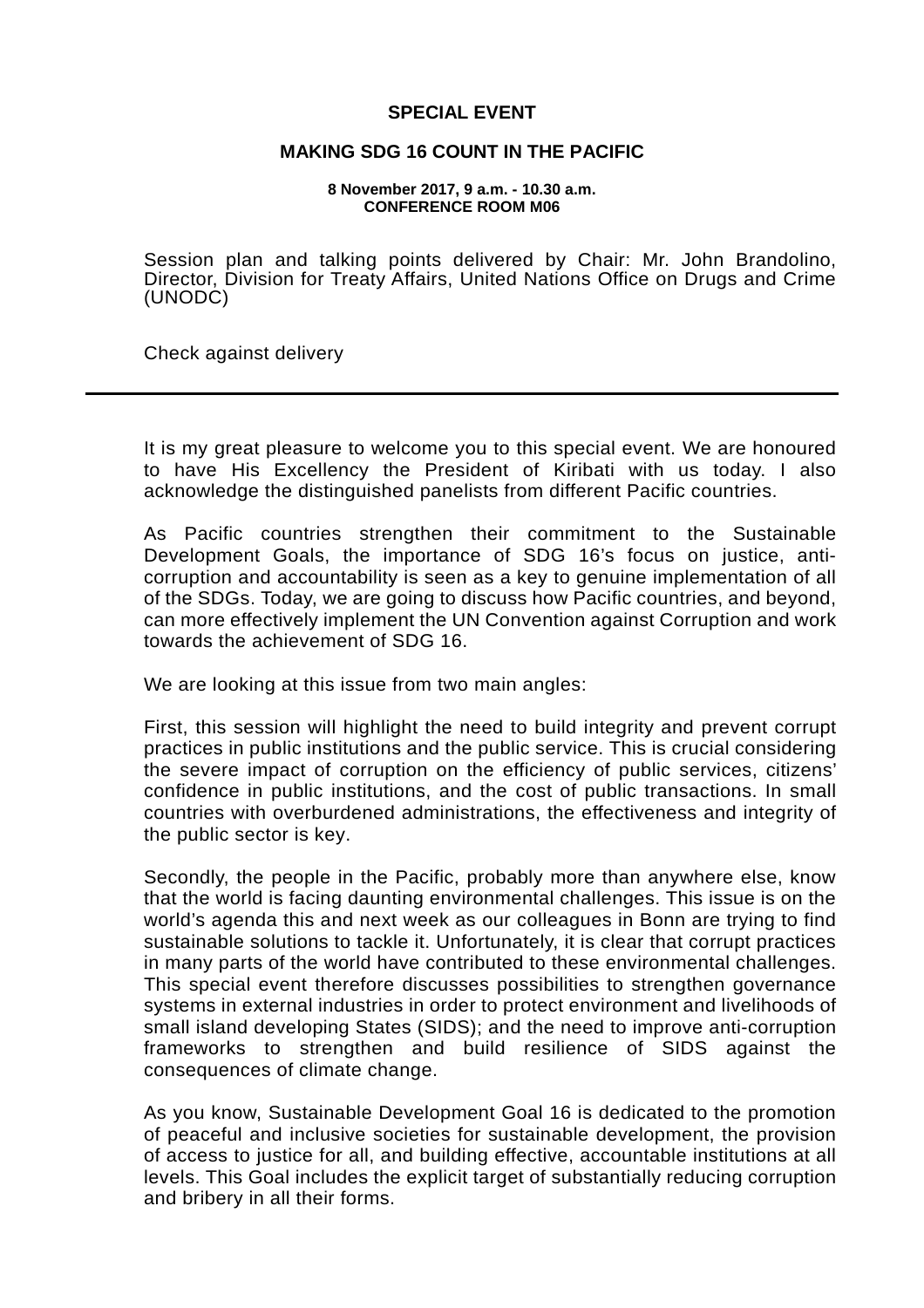# SPECIAL EVENT

## MAKING SDG 16 COUNT IN THE PACIFIC

**8 November 2017, 9 a.m. - 10.30 a.m.**
**CONFERENCE ROOM M06**

Session plan and talking points delivered by Chair: Mr. John Brandolino, Director, Division for Treaty Affairs, United Nations Office on Drugs and Crime (UNODC)

Check against delivery

---

It is my great pleasure to welcome you to this special event. We are honoured to have His Excellency the President of Kiribati with us today. I also acknowledge the distinguished panelists from different Pacific countries.

As Pacific countries strengthen their commitment to the Sustainable Development Goals, the importance of SDG 16's focus on justice, anti-corruption and accountability is seen as a key to genuine implementation of all of the SDGs. Today, we are going to discuss how Pacific countries, and beyond, can more effectively implement the UN Convention against Corruption and work towards the achievement of SDG 16.

We are looking at this issue from two main angles:

First, this session will highlight the need to build integrity and prevent corrupt practices in public institutions and the public service. This is crucial considering the severe impact of corruption on the efficiency of public services, citizens' confidence in public institutions, and the cost of public transactions. In small countries with overburdened administrations, the effectiveness and integrity of the public sector is key.

Secondly, the people in the Pacific, probably more than anywhere else, know that the world is facing daunting environmental challenges. This issue is on the world's agenda this and next week as our colleagues in Bonn are trying to find sustainable solutions to tackle it. Unfortunately, it is clear that corrupt practices in many parts of the world have contributed to these environmental challenges. This special event therefore discusses possibilities to strengthen governance systems in external industries in order to protect environment and livelihoods of small island developing States (SIDS); and the need to improve anti-corruption frameworks to strengthen and build resilience of SIDS against the consequences of climate change.

As you know, Sustainable Development Goal 16 is dedicated to the promotion of peaceful and inclusive societies for sustainable development, the provision of access to justice for all, and building effective, accountable institutions at all levels. This Goal includes the explicit target of substantially reducing corruption and bribery in all their forms.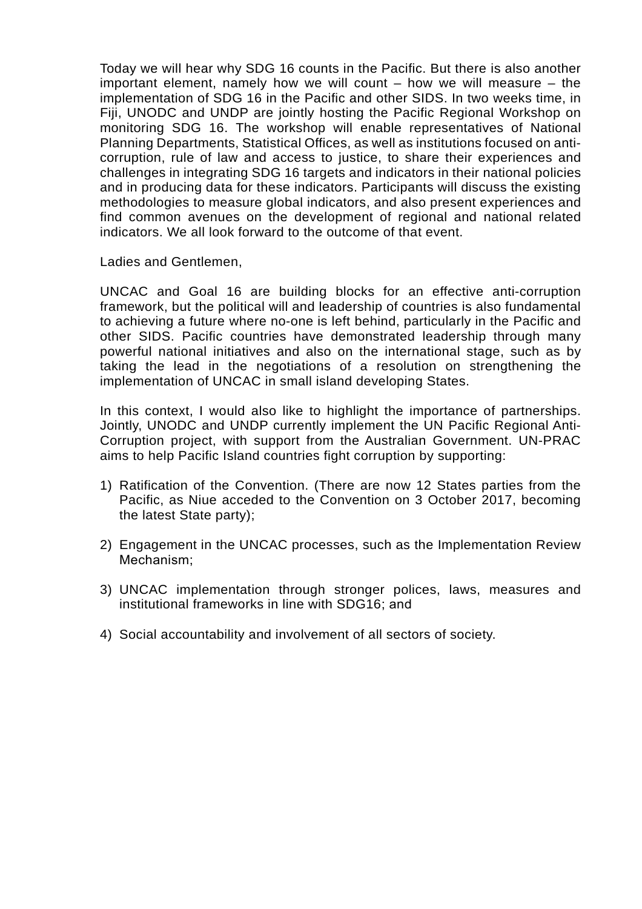Today we will hear why SDG 16 counts in the Pacific. But there is also another important element, namely how we will count – how we will measure – the implementation of SDG 16 in the Pacific and other SIDS. In two weeks time, in Fiji, UNODC and UNDP are jointly hosting the Pacific Regional Workshop on monitoring SDG 16. The workshop will enable representatives of National Planning Departments, Statistical Offices, as well as institutions focused on anti-corruption, rule of law and access to justice, to share their experiences and challenges in integrating SDG 16 targets and indicators in their national policies and in producing data for these indicators. Participants will discuss the existing methodologies to measure global indicators, and also present experiences and find common avenues on the development of regional and national related indicators. We all look forward to the outcome of that event.

Ladies and Gentlemen,

UNCAC and Goal 16 are building blocks for an effective anti-corruption framework, but the political will and leadership of countries is also fundamental to achieving a future where no-one is left behind, particularly in the Pacific and other SIDS. Pacific countries have demonstrated leadership through many powerful national initiatives and also on the international stage, such as by taking the lead in the negotiations of a resolution on strengthening the implementation of UNCAC in small island developing States.

In this context, I would also like to highlight the importance of partnerships. Jointly, UNODC and UNDP currently implement the UN Pacific Regional Anti-Corruption project, with support from the Australian Government. UN-PRAC aims to help Pacific Island countries fight corruption by supporting:

1) Ratification of the Convention. (There are now 12 States parties from the Pacific, as Niue acceded to the Convention on 3 October 2017, becoming the latest State party);

2) Engagement in the UNCAC processes, such as the Implementation Review Mechanism;

3) UNCAC implementation through stronger polices, laws, measures and institutional frameworks in line with SDG16; and

4) Social accountability and involvement of all sectors of society.